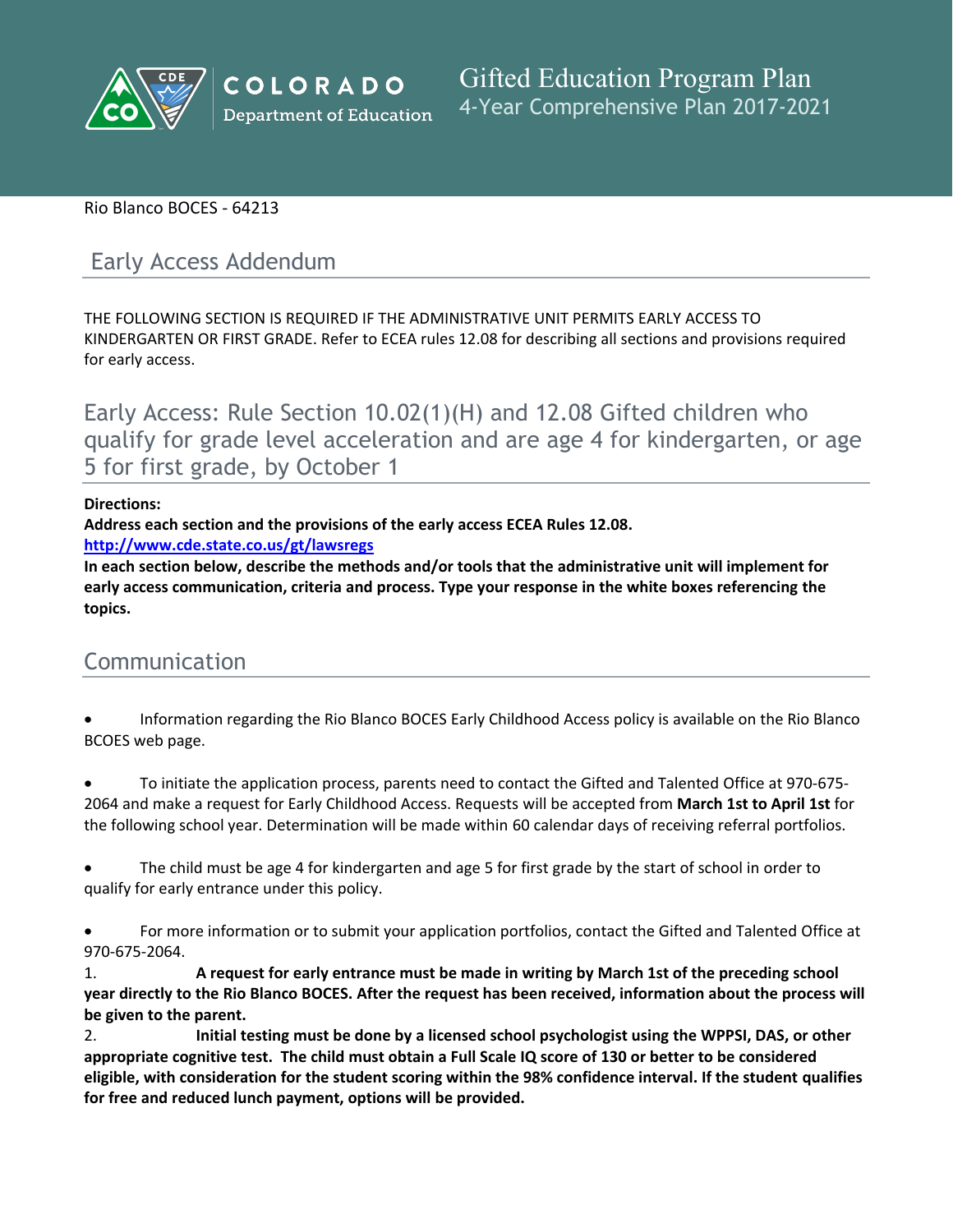COLORADO Department of Education

# Gifted Education Program Plan
4-Year Comprehensive Plan 2017-2021

Rio Blanco BOCES - 64213

## Early Access Addendum

THE FOLLOWING SECTION IS REQUIRED IF THE ADMINISTRATIVE UNIT PERMITS EARLY ACCESS TO KINDERGARTEN OR FIRST GRADE. Refer to ECEA rules 12.08 for describing all sections and provisions required for early access.

## Early Access: Rule Section 10.02(1)(H) and 12.08 Gifted children who qualify for grade level acceleration and are age 4 for kindergarten, or age 5 for first grade, by October 1

**Directions:**
**Address each section and the provisions of the early access ECEA Rules 12.08.**
**http://www.cde.state.co.us/gt/lawsregs**
**In each section below, describe the methods and/or tools that the administrative unit will implement for early access communication, criteria and process. Type your response in the white boxes referencing the topics.**

## Communication

- Information regarding the Rio Blanco BOCES Early Childhood Access policy is available on the Rio Blanco BCOES web page.

- To initiate the application process, parents need to contact the Gifted and Talented Office at 970-675-2064 and make a request for Early Childhood Access. Requests will be accepted from **March 1st to April 1st** for the following school year. Determination will be made within 60 calendar days of receiving referral portfolios.

- The child must be age 4 for kindergarten and age 5 for first grade by the start of school in order to qualify for early entrance under this policy.

- For more information or to submit your application portfolios, contact the Gifted and Talented Office at 970-675-2064.

1. **A request for early entrance must be made in writing by March 1st of the preceding school year directly to the Rio Blanco BOCES. After the request has been received, information about the process will be given to the parent.**
2. **Initial testing must be done by a licensed school psychologist using the WPPSI, DAS, or other appropriate cognitive test. The child must obtain a Full Scale IQ score of 130 or better to be considered eligible, with consideration for the student scoring within the 98% confidence interval. If the student qualifies for free and reduced lunch payment, options will be provided.**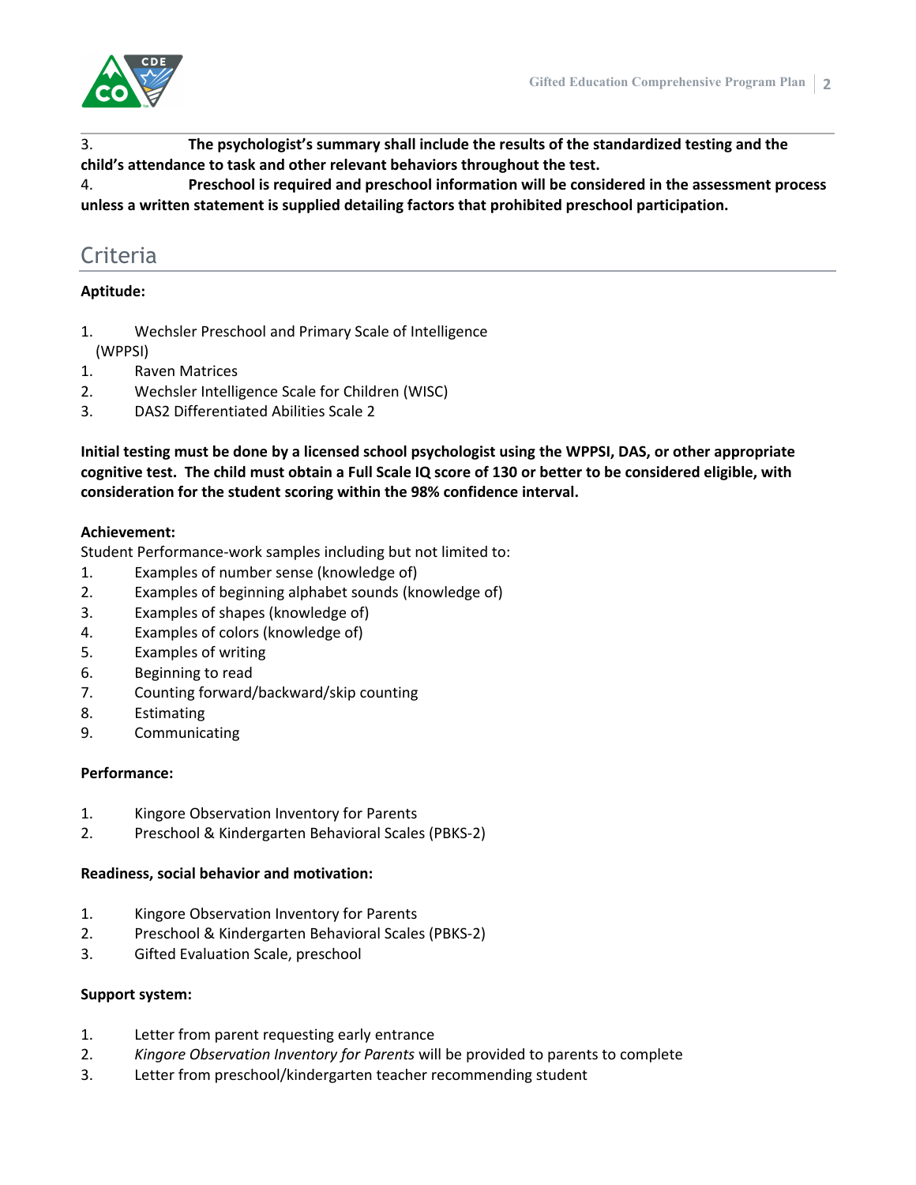3. **The psychologist's summary shall include the results of the standardized testing and the child's attendance to task and other relevant behaviors throughout the test.**

4. **Preschool is required and preschool information will be considered in the assessment process unless a written statement is supplied detailing factors that prohibited preschool participation.**

## Criteria

**Aptitude:**

1. Wechsler Preschool and Primary Scale of Intelligence (WPPSI)
1. Raven Matrices
2. Wechsler Intelligence Scale for Children (WISC)
3. DAS2 Differentiated Abilities Scale 2

**Initial testing must be done by a licensed school psychologist using the WPPSI, DAS, or other appropriate cognitive test. The child must obtain a Full Scale IQ score of 130 or better to be considered eligible, with consideration for the student scoring within the 98% confidence interval.**

**Achievement:**

Student Performance-work samples including but not limited to:

1. Examples of number sense (knowledge of)
2. Examples of beginning alphabet sounds (knowledge of)
3. Examples of shapes (knowledge of)
4. Examples of colors (knowledge of)
5. Examples of writing
6. Beginning to read
7. Counting forward/backward/skip counting
8. Estimating
9. Communicating

**Performance:**

1. Kingore Observation Inventory for Parents
2. Preschool & Kindergarten Behavioral Scales (PBKS-2)

**Readiness, social behavior and motivation:**

1. Kingore Observation Inventory for Parents
2. Preschool & Kindergarten Behavioral Scales (PBKS-2)
3. Gifted Evaluation Scale, preschool

**Support system:**

1. Letter from parent requesting early entrance
2. *Kingore Observation Inventory for Parents* will be provided to parents to complete
3. Letter from preschool/kindergarten teacher recommending student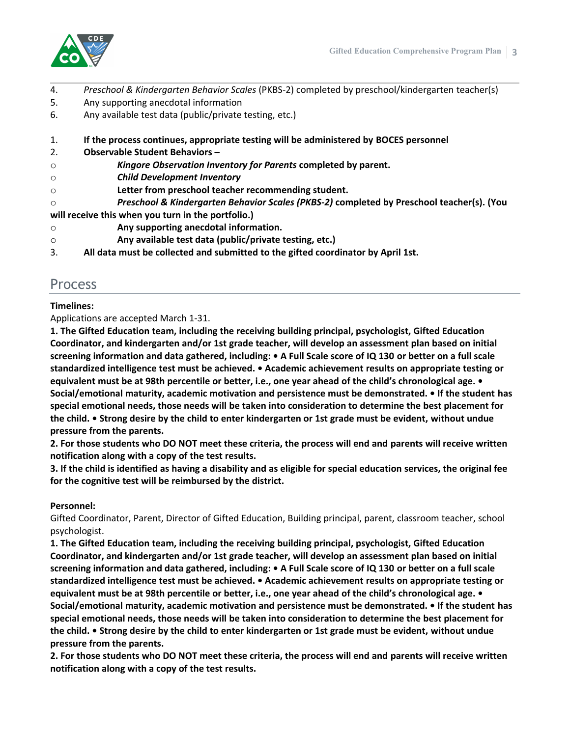4. *Preschool & Kindergarten Behavior Scales* (PKBS-2) completed by preschool/kindergarten teacher(s)
5. Any supporting anecdotal information
6. Any available test data (public/private testing, etc.)

1. **If the process continues, appropriate testing will be administered by BOCES personnel**
2. **Observable Student Behaviors –**
   - ***Kingore Observation Inventory for Parents* completed by parent.**
   - ***Child Development Inventory***
   - **Letter from preschool teacher recommending student.**
   - ***Preschool & Kindergarten Behavior Scales (PKBS-2)* completed by Preschool teacher(s). (You will receive this when you turn in the portfolio.)**
   - **Any supporting anecdotal information.**
   - **Any available test data (public/private testing, etc.)**
3. **All data must be collected and submitted to the gifted coordinator by April 1st.**

## Process

**Timelines:**

Applications are accepted March 1-31.

**1. The Gifted Education team, including the receiving building principal, psychologist, Gifted Education Coordinator, and kindergarten and/or 1st grade teacher, will develop an assessment plan based on initial screening information and data gathered, including: • A Full Scale score of IQ 130 or better on a full scale standardized intelligence test must be achieved. • Academic achievement results on appropriate testing or equivalent must be at 98th percentile or better, i.e., one year ahead of the child's chronological age. • Social/emotional maturity, academic motivation and persistence must be demonstrated. • If the student has special emotional needs, those needs will be taken into consideration to determine the best placement for the child. • Strong desire by the child to enter kindergarten or 1st grade must be evident, without undue pressure from the parents.**

**2. For those students who DO NOT meet these criteria, the process will end and parents will receive written notification along with a copy of the test results.**

**3. If the child is identified as having a disability and as eligible for special education services, the original fee for the cognitive test will be reimbursed by the district.**

**Personnel:**

Gifted Coordinator, Parent, Director of Gifted Education, Building principal, parent, classroom teacher, school psychologist.

**1. The Gifted Education team, including the receiving building principal, psychologist, Gifted Education Coordinator, and kindergarten and/or 1st grade teacher, will develop an assessment plan based on initial screening information and data gathered, including: • A Full Scale score of IQ 130 or better on a full scale standardized intelligence test must be achieved. • Academic achievement results on appropriate testing or equivalent must be at 98th percentile or better, i.e., one year ahead of the child's chronological age. • Social/emotional maturity, academic motivation and persistence must be demonstrated. • If the student has special emotional needs, those needs will be taken into consideration to determine the best placement for the child. • Strong desire by the child to enter kindergarten or 1st grade must be evident, without undue pressure from the parents.**

**2. For those students who DO NOT meet these criteria, the process will end and parents will receive written notification along with a copy of the test results.**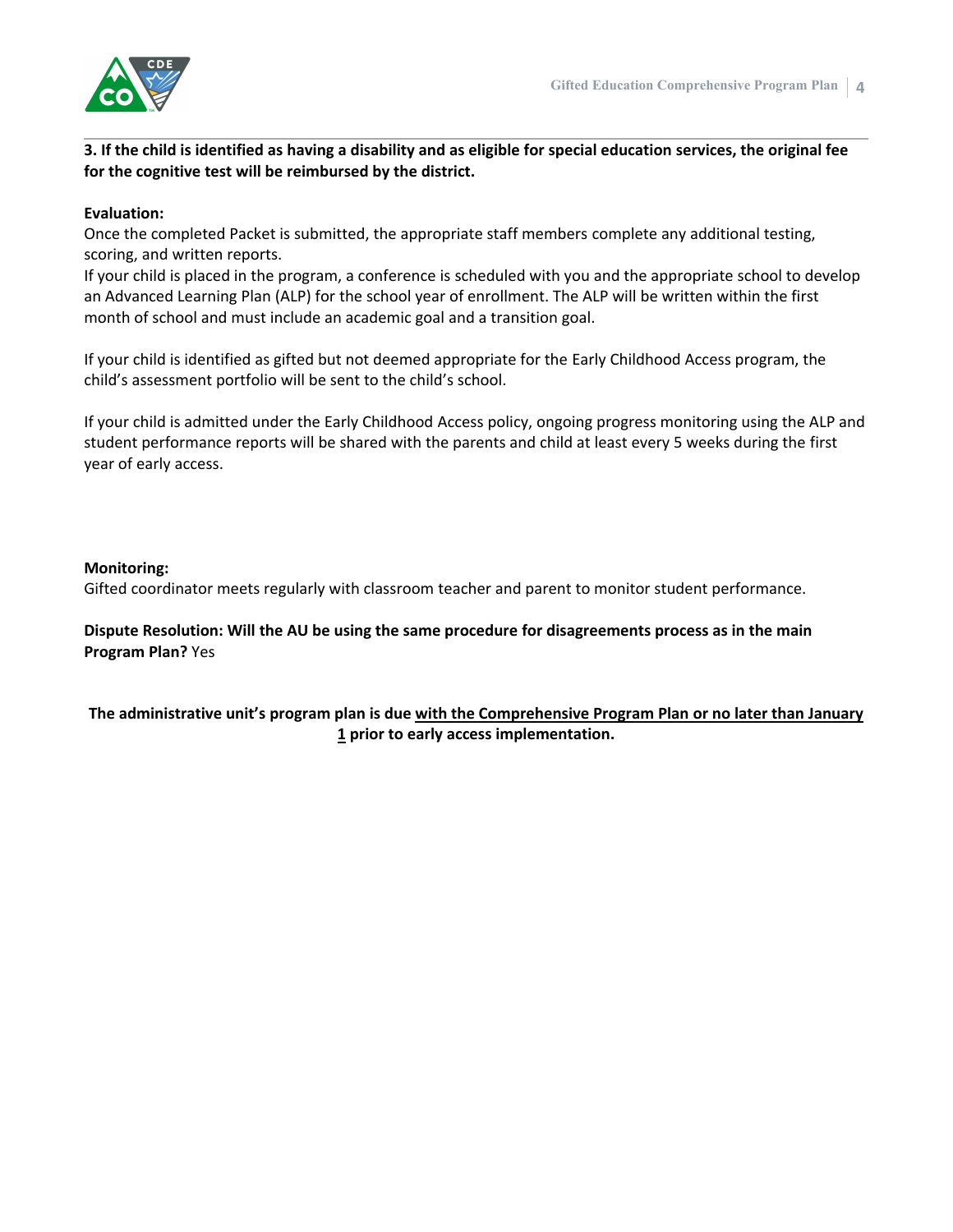**3. If the child is identified as having a disability and as eligible for special education services, the original fee for the cognitive test will be reimbursed by the district.**

**Evaluation:**

Once the completed Packet is submitted, the appropriate staff members complete any additional testing, scoring, and written reports.

If your child is placed in the program, a conference is scheduled with you and the appropriate school to develop an Advanced Learning Plan (ALP) for the school year of enrollment. The ALP will be written within the first month of school and must include an academic goal and a transition goal.

If your child is identified as gifted but not deemed appropriate for the Early Childhood Access program, the child's assessment portfolio will be sent to the child's school.

If your child is admitted under the Early Childhood Access policy, ongoing progress monitoring using the ALP and student performance reports will be shared with the parents and child at least every 5 weeks during the first year of early access.

**Monitoring:**

Gifted coordinator meets regularly with classroom teacher and parent to monitor student performance.

**Dispute Resolution: Will the AU be using the same procedure for disagreements process as in the main Program Plan?** Yes

**The administrative unit's program plan is due <u>with the Comprehensive Program Plan or no later than January 1</u> prior to early access implementation.**